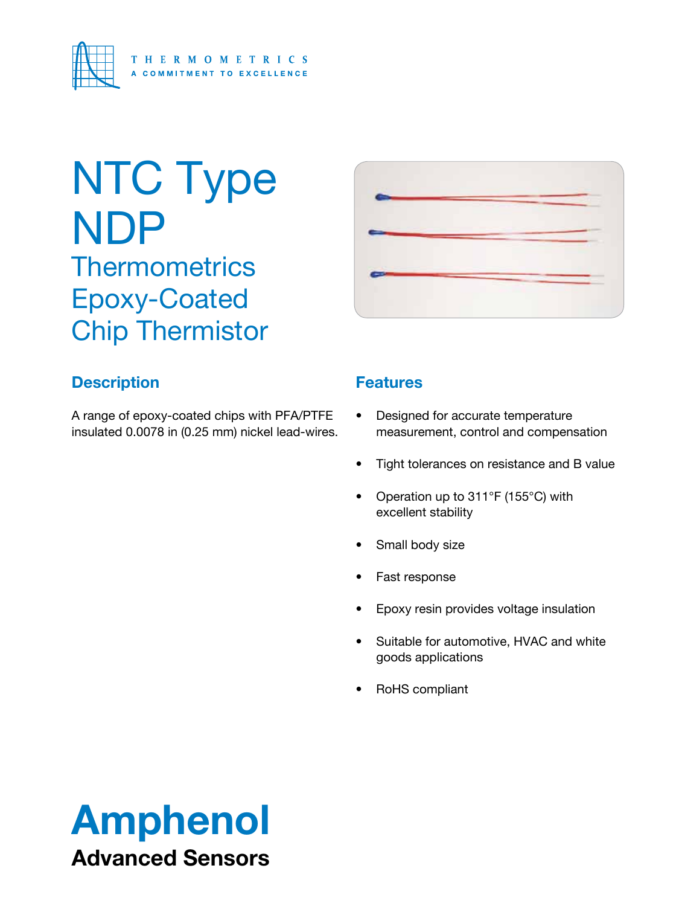THERMOMETRICS

A COMMITMENT TO EXCELLENCE

# NTC Type NDP

## Thermometrics Epoxy-Coated Chip Thermistor

### Description

A range of epoxy-coated chips with PFA/PTFE insulated 0.0078 in (0.25 mm) nickel lead-wires.

### Features

- Designed for accurate temperature measurement, control and compensation
- Tight tolerances on resistance and B value
- Operation up to 311°F (155°C) with excellent stability
- Small body size
- Fast response
- Epoxy resin provides voltage insulation
- Suitable for automotive, HVAC and white goods applications
- RoHS compliant

**Amphenol**

**Advanced Sensors**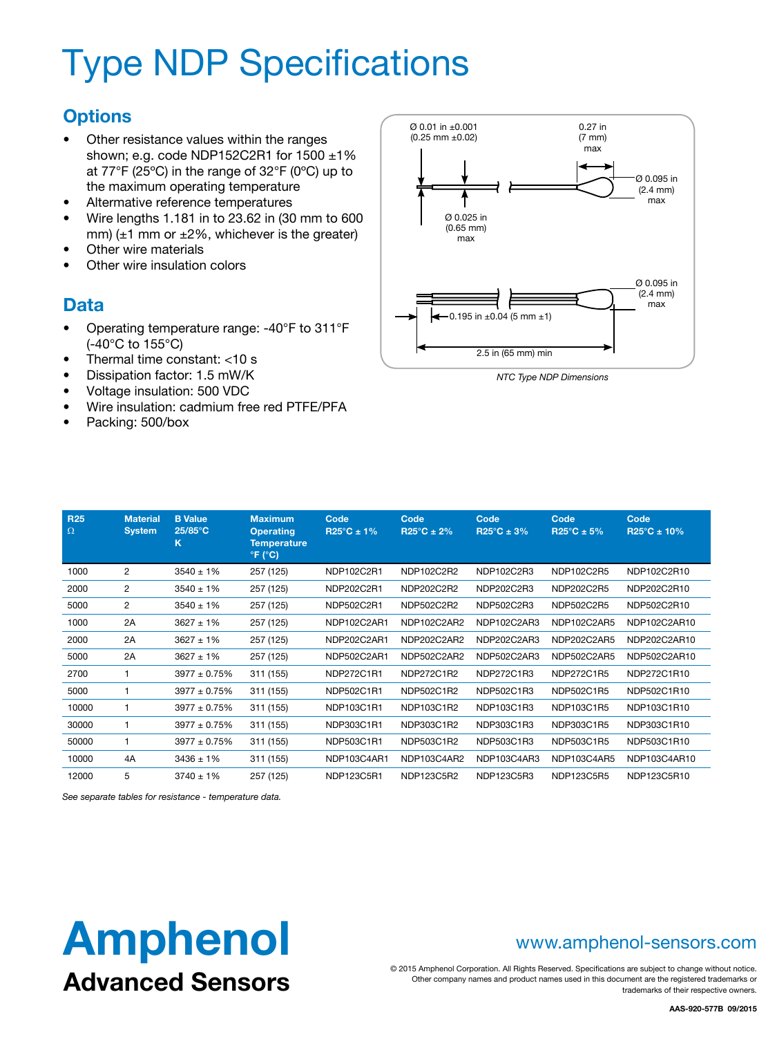# Type NDP Specifications

## Options

- Other resistance values within the ranges shown; e.g. code NDP152C2R1 for 1500 ±1% at 77°F (25°C) in the range of 32°F (0°C) up to the maximum operating temperature
- Altermative reference temperatures
- Wire lengths 1.181 in to 23.62 in (30 mm to 600 mm) (±1 mm or ±2%, whichever is the greater)
- Other wire materials
- Other wire insulation colors

## Data

- Operating temperature range: -40°F to 311°F (-40°C to 155°C)
- Thermal time constant: <10 s
- Dissipation factor: 1.5 mW/K
- Voltage insulation: 500 VDC
- Wire insulation: cadmium free red PTFE/PFA
- Packing: 500/box

Ø 0.01 in ±0.001 (0.25 mm ±0.02)

0.27 in (7 mm) max

Ø 0.095 in (2.4 mm) max

Ø 0.025 in (0.65 mm) max

Ø 0.095 in (2.4 mm) max

0.195 in ±0.04 (5 mm ±1)

2.5 in (65 mm) min

*NTC Type NDP Dimensions*

| R25 Ω | Material System | B Value 25/85°C K | Maximum Operating Temperature °F (°C) | Code R25°C ± 1% | Code R25°C ± 2% | Code R25°C ± 3% | Code R25°C ± 5% | Code R25°C ± 10% |
|---|---|---|---|---|---|---|---|---|
| 1000 | 2 | 3540 ± 1% | 257 (125) | NDP102C2R1 | NDP102C2R2 | NDP102C2R3 | NDP102C2R5 | NDP102C2R10 |
| 2000 | 2 | 3540 ± 1% | 257 (125) | NDP202C2R1 | NDP202C2R2 | NDP202C2R3 | NDP202C2R5 | NDP202C2R10 |
| 5000 | 2 | 3540 ± 1% | 257 (125) | NDP502C2R1 | NDP502C2R2 | NDP502C2R3 | NDP502C2R5 | NDP502C2R10 |
| 1000 | 2A | 3627 ± 1% | 257 (125) | NDP102C2AR1 | NDP102C2AR2 | NDP102C2AR3 | NDP102C2AR5 | NDP102C2AR10 |
| 2000 | 2A | 3627 ± 1% | 257 (125) | NDP202C2AR1 | NDP202C2AR2 | NDP202C2AR3 | NDP202C2AR5 | NDP202C2AR10 |
| 5000 | 2A | 3627 ± 1% | 257 (125) | NDP502C2AR1 | NDP502C2AR2 | NDP502C2AR3 | NDP502C2AR5 | NDP502C2AR10 |
| 2700 | 1 | 3977 ± 0.75% | 311 (155) | NDP272C1R1 | NDP272C1R2 | NDP272C1R3 | NDP272C1R5 | NDP272C1R10 |
| 5000 | 1 | 3977 ± 0.75% | 311 (155) | NDP502C1R1 | NDP502C1R2 | NDP502C1R3 | NDP502C1R5 | NDP502C1R10 |
| 10000 | 1 | 3977 ± 0.75% | 311 (155) | NDP103C1R1 | NDP103C1R2 | NDP103C1R3 | NDP103C1R5 | NDP103C1R10 |
| 30000 | 1 | 3977 ± 0.75% | 311 (155) | NDP303C1R1 | NDP303C1R2 | NDP303C1R3 | NDP303C1R5 | NDP303C1R10 |
| 50000 | 1 | 3977 ± 0.75% | 311 (155) | NDP503C1R1 | NDP503C1R2 | NDP503C1R3 | NDP503C1R5 | NDP503C1R10 |
| 10000 | 4A | 3436 ± 1% | 311 (155) | NDP103C4AR1 | NDP103C4AR2 | NDP103C4AR3 | NDP103C4AR5 | NDP103C4AR10 |
| 12000 | 5 | 3740 ± 1% | 257 (125) | NDP123C5R1 | NDP123C5R2 | NDP123C5R3 | NDP123C5R5 | NDP123C5R10 |

*See separate tables for resistance - temperature data.*

**Amphenol**
**Advanced Sensors**

www.amphenol-sensors.com

© 2015 Amphenol Corporation. All Rights Reserved. Specifications are subject to change without notice. Other company names and product names used in this document are the registered trademarks or trademarks of their respective owners.

AAS-920-577B 09/2015